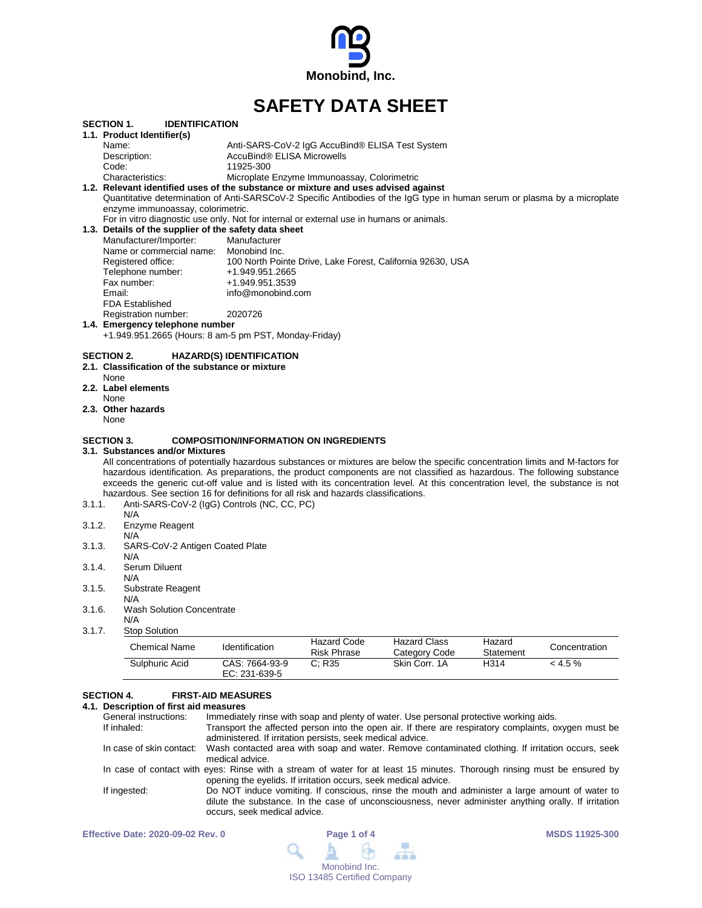Monobind, Inc.

# SAFETY DATA SHEET

## SECTION 1. IDENTIFICATION

### 1.1. Product Identifier(s)

Name: Anti-SARS-CoV-2 IgG AccuBind® ELISA Test System
Description: AccuBind® ELISA Microwells
Code: 11925-300
Characteristics: Microplate Enzyme Immunoassay, Colorimetric

### 1.2. Relevant identified uses of the substance or mixture and uses advised against

Quantitative determination of Anti-SARSCoV-2 Specific Antibodies of the IgG type in human serum or plasma by a microplate enzyme immunoassay, colorimetric.

For in vitro diagnostic use only. Not for internal or external use in humans or animals.

### 1.3. Details of the supplier of the safety data sheet

Manufacturer/Importer: Manufacturer
Name or commercial name: Monobind Inc.
Registered office: 100 North Pointe Drive, Lake Forest, California 92630, USA
Telephone number: +1.949.951.2665
Fax number: +1.949.951.3539
Email: info@monobind.com
FDA Established Registration number: 2020726

### 1.4. Emergency telephone number

+1.949.951.2665 (Hours: 8 am-5 pm PST, Monday-Friday)

## SECTION 2. HAZARD(S) IDENTIFICATION

### 2.1. Classification of the substance or mixture

None

### 2.2. Label elements

None

### 2.3. Other hazards

None

## SECTION 3. COMPOSITION/INFORMATION ON INGREDIENTS

### 3.1. Substances and/or Mixtures

All concentrations of potentially hazardous substances or mixtures are below the specific concentration limits and M-factors for hazardous identification. As preparations, the product components are not classified as hazardous. The following substance exceeds the generic cut-off value and is listed with its concentration level. At this concentration level, the substance is not hazardous. See section 16 for definitions for all risk and hazards classifications.

3.1.1. Anti-SARS-CoV-2 (IgG) Controls (NC, CC, PC)
N/A

3.1.2. Enzyme Reagent
N/A

3.1.3. SARS-CoV-2 Antigen Coated Plate
N/A

3.1.4. Serum Diluent
N/A

3.1.5. Substrate Reagent
N/A

3.1.6. Wash Solution Concentrate
N/A

3.1.7. Stop Solution

| Chemical Name | Identification | Hazard Code Risk Phrase | Hazard Class Category Code | Hazard Statement | Concentration |
|---|---|---|---|---|---|
| Sulphuric Acid | CAS: 7664-93-9 EC: 231-639-5 | C; R35 | Skin Corr. 1A | H314 | < 4.5 % |

## SECTION 4. FIRST-AID MEASURES

### 4.1. Description of first aid measures

General instructions: Immediately rinse with soap and plenty of water. Use personal protective working aids.

If inhaled: Transport the affected person into the open air. If there are respiratory complaints, oxygen must be administered. If irritation persists, seek medical advice.

In case of skin contact: Wash contacted area with soap and water. Remove contaminated clothing. If irritation occurs, seek medical advice.

In case of contact with eyes: Rinse with a stream of water for at least 15 minutes. Thorough rinsing must be ensured by opening the eyelids. If irritation occurs, seek medical advice.

If ingested: Do NOT induce vomiting. If conscious, rinse the mouth and administer a large amount of water to dilute the substance. In the case of unconsciousness, never administer anything orally. If irritation occurs, seek medical advice.

Effective Date: 2020-09-02 Rev. 0

MSDS 11925-300

Monobind Inc.
ISO 13485 Certified Company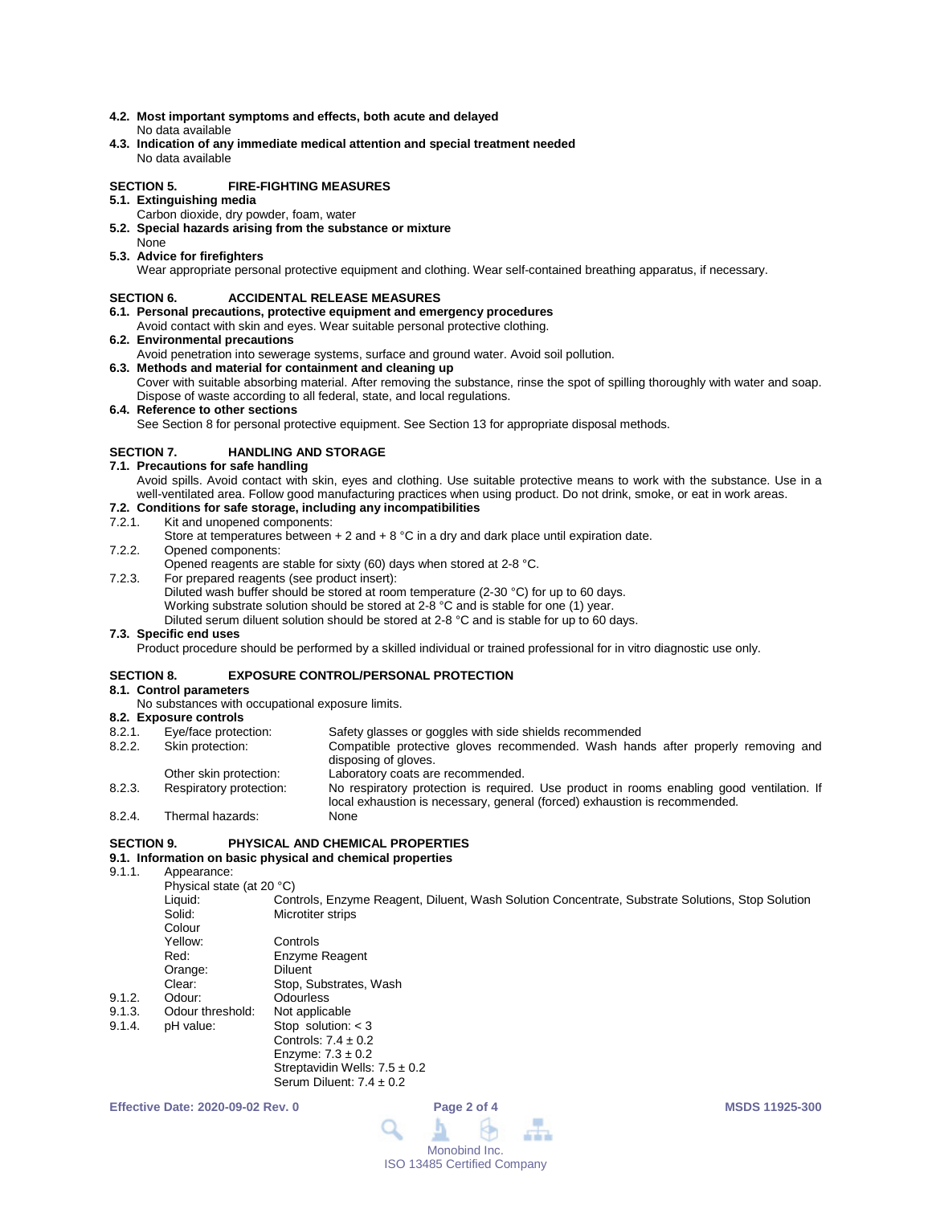**4.2. Most important symptoms and effects, both acute and delayed**

No data available

**4.3. Indication of any immediate medical attention and special treatment needed**

No data available

## SECTION 5. FIRE-FIGHTING MEASURES

**5.1. Extinguishing media**

Carbon dioxide, dry powder, foam, water

**5.2. Special hazards arising from the substance or mixture**

None

**5.3. Advice for firefighters**

Wear appropriate personal protective equipment and clothing. Wear self-contained breathing apparatus, if necessary.

## SECTION 6. ACCIDENTAL RELEASE MEASURES

**6.1. Personal precautions, protective equipment and emergency procedures**

Avoid contact with skin and eyes. Wear suitable personal protective clothing.

**6.2. Environmental precautions**

Avoid penetration into sewerage systems, surface and ground water. Avoid soil pollution.

**6.3. Methods and material for containment and cleaning up**

Cover with suitable absorbing material. After removing the substance, rinse the spot of spilling thoroughly with water and soap. Dispose of waste according to all federal, state, and local regulations.

**6.4. Reference to other sections**

See Section 8 for personal protective equipment. See Section 13 for appropriate disposal methods.

## SECTION 7. HANDLING AND STORAGE

**7.1. Precautions for safe handling**

Avoid spills. Avoid contact with skin, eyes and clothing. Use suitable protective means to work with the substance. Use in a well-ventilated area. Follow good manufacturing practices when using product. Do not drink, smoke, or eat in work areas.

**7.2. Conditions for safe storage, including any incompatibilities**

7.2.1. Kit and unopened components:
Store at temperatures between + 2 and + 8 °C in a dry and dark place until expiration date.

7.2.2. Opened components:
Opened reagents are stable for sixty (60) days when stored at 2-8 °C.

7.2.3. For prepared reagents (see product insert):
Diluted wash buffer should be stored at room temperature (2-30 °C) for up to 60 days.
Working substrate solution should be stored at 2-8 °C and is stable for one (1) year.
Diluted serum diluent solution should be stored at 2-8 °C and is stable for up to 60 days.

**7.3. Specific end uses**

Product procedure should be performed by a skilled individual or trained professional for in vitro diagnostic use only.

## SECTION 8. EXPOSURE CONTROL/PERSONAL PROTECTION

**8.1. Control parameters**

No substances with occupational exposure limits.

**8.2. Exposure controls**

| | | |
|---|---|---|
| 8.2.1. | Eye/face protection: | Safety glasses or goggles with side shields recommended |
| 8.2.2. | Skin protection: | Compatible protective gloves recommended. Wash hands after properly removing and disposing of gloves. |
| | Other skin protection: | Laboratory coats are recommended. |
| 8.2.3. | Respiratory protection: | No respiratory protection is required. Use product in rooms enabling good ventilation. If local exhaustion is necessary, general (forced) exhaustion is recommended. |
| 8.2.4. | Thermal hazards: | None |

## SECTION 9. PHYSICAL AND CHEMICAL PROPERTIES

**9.1. Information on basic physical and chemical properties**

9.1.1. Appearance:

Physical state (at 20 °C)

| | |
|---|---|
| Liquid: | Controls, Enzyme Reagent, Diluent, Wash Solution Concentrate, Substrate Solutions, Stop Solution |
| Solid: | Microtiter strips |
| Colour | |
| Yellow: | Controls |
| Red: | Enzyme Reagent |
| Orange: | Diluent |
| Clear: | Stop, Substrates, Wash |

| | | |
|---|---|---|
| 9.1.2. | Odour: | Odourless |
| 9.1.3. | Odour threshold: | Not applicable |
| 9.1.4. | pH value: | Stop solution: < 3<br>Controls: 7.4 ± 0.2<br>Enzyme: 7.3 ± 0.2<br>Streptavidin Wells: 7.5 ± 0.2<br>Serum Diluent: 7.4 ± 0.2 |

Effective Date: 2020-09-02 Rev. 0 MSDS 11925-300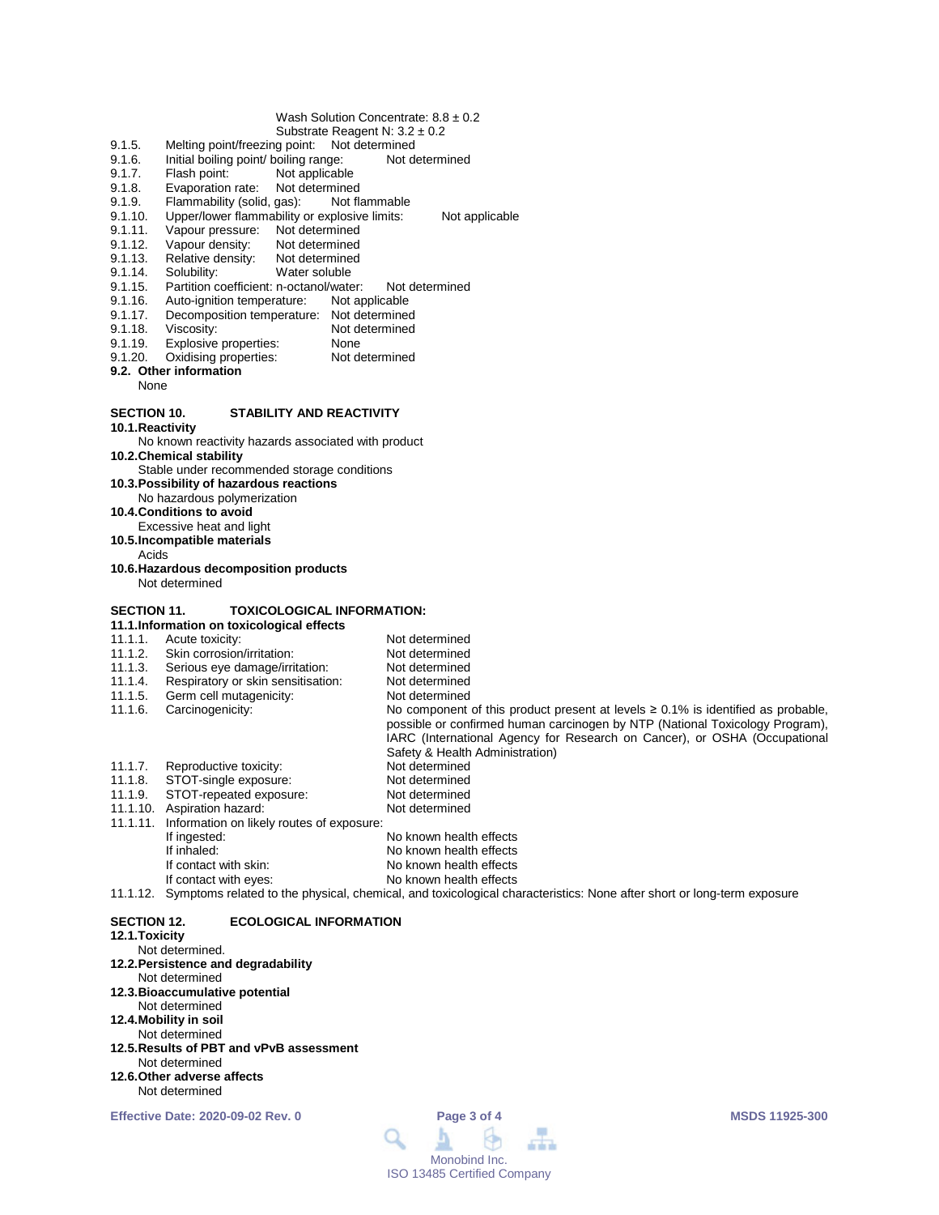Wash Solution Concentrate: 8.8 ± 0.2
Substrate Reagent N: 3.2 ± 0.2

9.1.5. Melting point/freezing point: Not determined
9.1.6. Initial boiling point/ boiling range: Not determined
9.1.7. Flash point: Not applicable
9.1.8. Evaporation rate: Not determined
9.1.9. Flammability (solid, gas): Not flammable
9.1.10. Upper/lower flammability or explosive limits: Not applicable
9.1.11. Vapour pressure: Not determined
9.1.12. Vapour density: Not determined
9.1.13. Relative density: Not determined
9.1.14. Solubility: Water soluble
9.1.15. Partition coefficient: n-octanol/water: Not determined
9.1.16. Auto-ignition temperature: Not applicable
9.1.17. Decomposition temperature: Not determined
9.1.18. Viscosity: Not determined
9.1.19. Explosive properties: None
9.1.20. Oxidising properties: Not determined

**9.2. Other information**

None

## SECTION 10. STABILITY AND REACTIVITY

**10.1. Reactivity**

No known reactivity hazards associated with product

**10.2. Chemical stability**

Stable under recommended storage conditions

**10.3. Possibility of hazardous reactions**

No hazardous polymerization

**10.4. Conditions to avoid**

Excessive heat and light

**10.5. Incompatible materials**

Acids

**10.6. Hazardous decomposition products**

Not determined

## SECTION 11. TOXICOLOGICAL INFORMATION:

**11.1. Information on toxicological effects**

11.1.1. Acute toxicity: Not determined
11.1.2. Skin corrosion/irritation: Not determined
11.1.3. Serious eye damage/irritation: Not determined
11.1.4. Respiratory or skin sensitisation: Not determined
11.1.5. Germ cell mutagenicity: Not determined
11.1.6. Carcinogenicity: No component of this product present at levels ≥ 0.1% is identified as probable, possible or confirmed human carcinogen by NTP (National Toxicology Program), IARC (International Agency for Research on Cancer), or OSHA (Occupational Safety & Health Administration)
11.1.7. Reproductive toxicity: Not determined
11.1.8. STOT-single exposure: Not determined
11.1.9. STOT-repeated exposure: Not determined
11.1.10. Aspiration hazard: Not determined
11.1.11. Information on likely routes of exposure:
- If ingested: No known health effects
- If inhaled: No known health effects
- If contact with skin: No known health effects
- If contact with eyes: No known health effects

11.1.12. Symptoms related to the physical, chemical, and toxicological characteristics: None after short or long-term exposure

## SECTION 12. ECOLOGICAL INFORMATION

**12.1. Toxicity**

Not determined.

**12.2. Persistence and degradability**

Not determined

**12.3. Bioaccumulative potential**

Not determined

**12.4. Mobility in soil**

Not determined

**12.5. Results of PBT and vPvB assessment**

Not determined

**12.6. Other adverse affects**

Not determined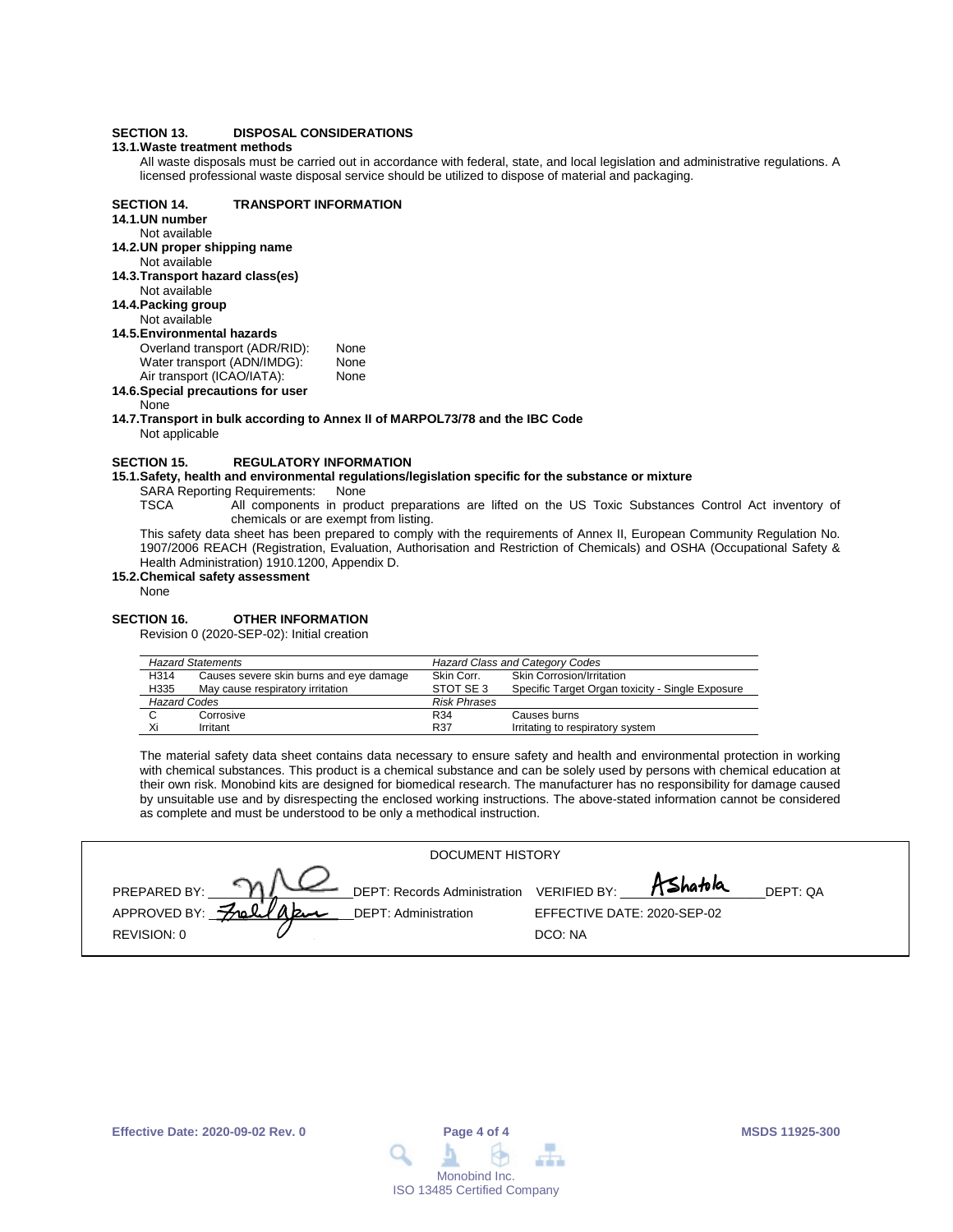## SECTION 13. DISPOSAL CONSIDERATIONS

### 13.1. Waste treatment methods

All waste disposals must be carried out in accordance with federal, state, and local legislation and administrative regulations. A licensed professional waste disposal service should be utilized to dispose of material and packaging.

## SECTION 14. TRANSPORT INFORMATION

### 14.1. UN number

Not available

### 14.2. UN proper shipping name

Not available

### 14.3. Transport hazard class(es)

Not available

### 14.4. Packing group

Not available

### 14.5. Environmental hazards

Overland transport (ADR/RID): None
Water transport (ADN/IMDG): None
Air transport (ICAO/IATA): None

### 14.6. Special precautions for user

None

### 14.7. Transport in bulk according to Annex II of MARPOL73/78 and the IBC Code

Not applicable

## SECTION 15. REGULATORY INFORMATION

### 15.1. Safety, health and environmental regulations/legislation specific for the substance or mixture

SARA Reporting Requirements: None

TSCA: All components in product preparations are lifted on the US Toxic Substances Control Act inventory of chemicals or are exempt from listing.

This safety data sheet has been prepared to comply with the requirements of Annex II, European Community Regulation No. 1907/2006 REACH (Registration, Evaluation, Authorisation and Restriction of Chemicals) and OSHA (Occupational Safety & Health Administration) 1910.1200, Appendix D.

### 15.2. Chemical safety assessment

None

## SECTION 16. OTHER INFORMATION

Revision 0 (2020-SEP-02): Initial creation

| *Hazard Statements* | | *Hazard Class and Category Codes* | |
|---|---|---|---|
| H314 | Causes severe skin burns and eye damage | Skin Corr. | Skin Corrosion/Irritation |
| H335 | May cause respiratory irritation | STOT SE 3 | Specific Target Organ toxicity - Single Exposure |
| *Hazard Codes* | | *Risk Phrases* | |
| C | Corrosive | R34 | Causes burns |
| Xi | Irritant | R37 | Irritating to respiratory system |

The material safety data sheet contains data necessary to ensure safety and health and environmental protection in working with chemical substances. This product is a chemical substance and can be solely used by persons with chemical education at their own risk. Monobind kits are designed for biomedical research. The manufacturer has no responsibility for damage caused by unsuitable use and by disrespecting the enclosed working instructions. The above-stated information cannot be considered as complete and must be understood to be only a methodical instruction.

| DOCUMENT HISTORY | | | |
|---|---|---|---|
| PREPARED BY: (signature) | DEPT: Records Administration | VERIFIED BY: Ashatola | DEPT: QA |
| APPROVED BY: (signature) | DEPT: Administration | EFFECTIVE DATE: 2020-SEP-02 | |
| REVISION: 0 | | DCO: NA | |